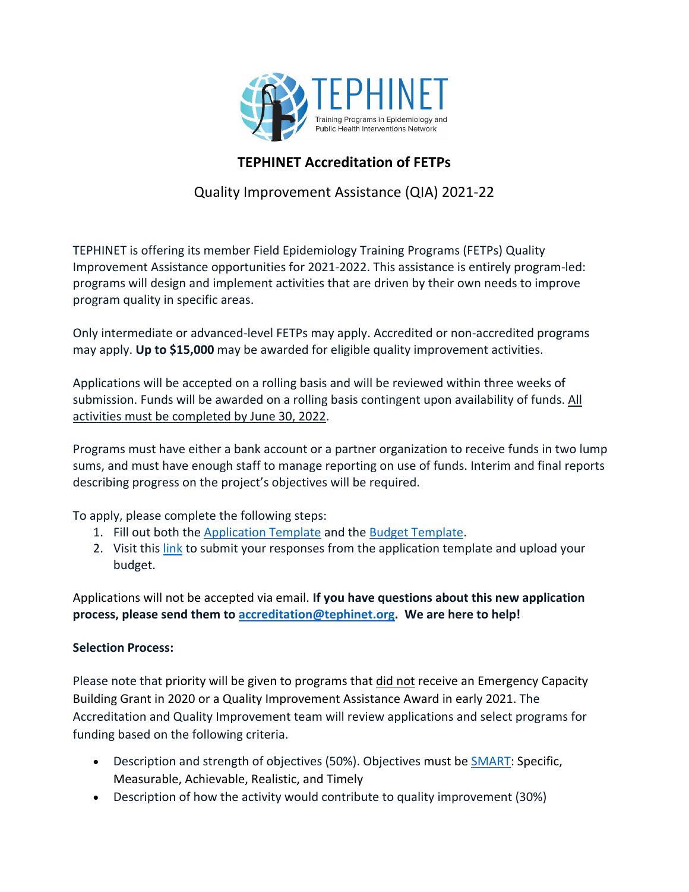# TEPHINET Accreditation of FETPs

## Quality Improvement Assistance (QIA) 2021-22

TEPHINET is offering its member Field Epidemiology Training Programs (FETPs) Quality Improvement Assistance opportunities for 2021-2022. This assistance is entirely program-led: programs will design and implement activities that are driven by their own needs to improve program quality in specific areas.

Only intermediate or advanced-level FETPs may apply. Accredited or non-accredited programs may apply. **Up to $15,000** may be awarded for eligible quality improvement activities.

Applications will be accepted on a rolling basis and will be reviewed within three weeks of submission. Funds will be awarded on a rolling basis contingent upon availability of funds. All activities must be completed by June 30, 2022.

Programs must have either a bank account or a partner organization to receive funds in two lump sums, and must have enough staff to manage reporting on use of funds. Interim and final reports describing progress on the project's objectives will be required.

To apply, please complete the following steps:

1. Fill out both the Application Template and the Budget Template.
2. Visit this link to submit your responses from the application template and upload your budget.

Applications will not be accepted via email. **If you have questions about this new application process, please send them to accreditation@tephinet.org. We are here to help!**

**Selection Process:**

Please note that priority will be given to programs that did not receive an Emergency Capacity Building Grant in 2020 or a Quality Improvement Assistance Award in early 2021. The Accreditation and Quality Improvement team will review applications and select programs for funding based on the following criteria.

- Description and strength of objectives (50%). Objectives must be SMART: Specific, Measurable, Achievable, Realistic, and Timely
- Description of how the activity would contribute to quality improvement (30%)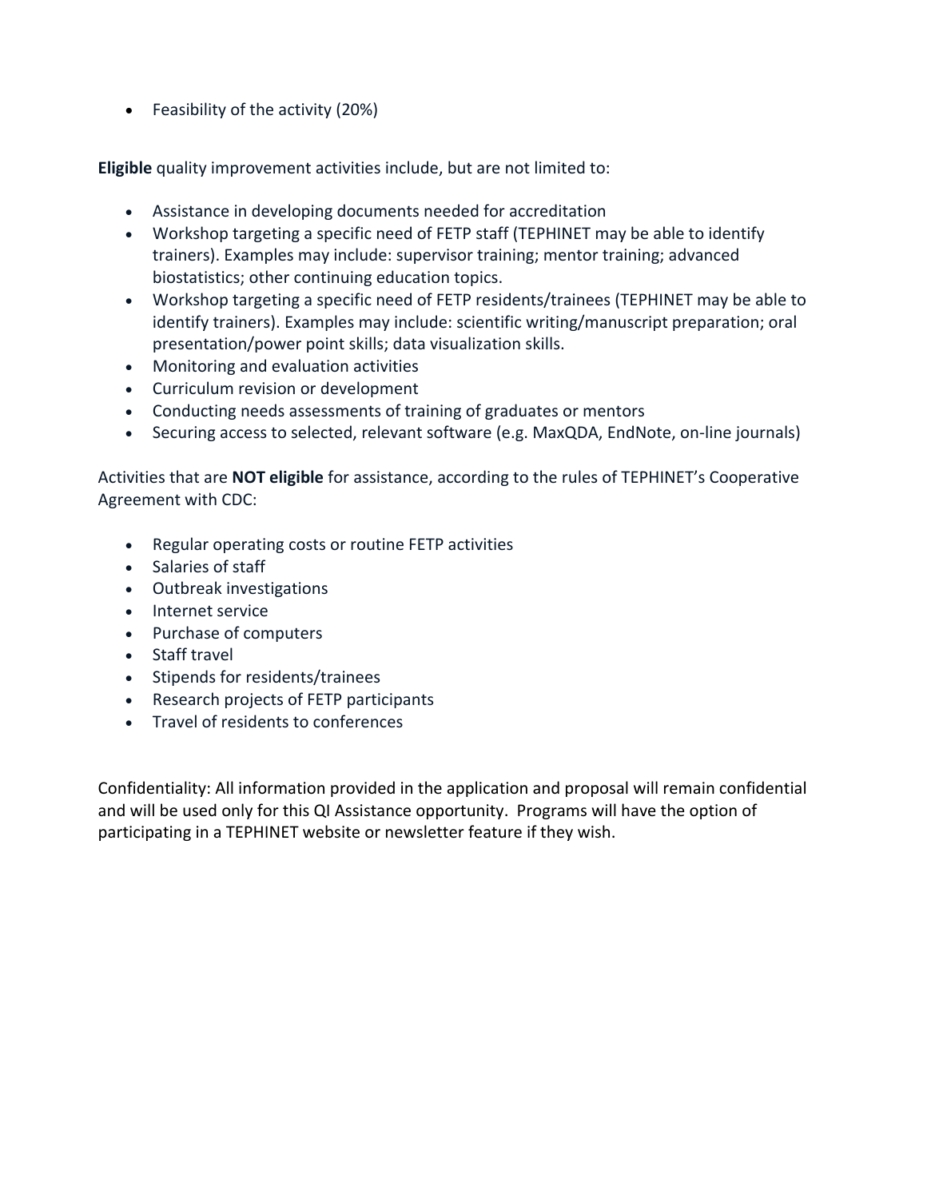- Feasibility of the activity (20%)

**Eligible** quality improvement activities include, but are not limited to:

- Assistance in developing documents needed for accreditation
- Workshop targeting a specific need of FETP staff (TEPHINET may be able to identify trainers). Examples may include: supervisor training; mentor training; advanced biostatistics; other continuing education topics.
- Workshop targeting a specific need of FETP residents/trainees (TEPHINET may be able to identify trainers). Examples may include: scientific writing/manuscript preparation; oral presentation/power point skills; data visualization skills.
- Monitoring and evaluation activities
- Curriculum revision or development
- Conducting needs assessments of training of graduates or mentors
- Securing access to selected, relevant software (e.g. MaxQDA, EndNote, on-line journals)

Activities that are **NOT eligible** for assistance, according to the rules of TEPHINET's Cooperative Agreement with CDC:

- Regular operating costs or routine FETP activities
- Salaries of staff
- Outbreak investigations
- Internet service
- Purchase of computers
- Staff travel
- Stipends for residents/trainees
- Research projects of FETP participants
- Travel of residents to conferences

Confidentiality: All information provided in the application and proposal will remain confidential and will be used only for this QI Assistance opportunity. Programs will have the option of participating in a TEPHINET website or newsletter feature if they wish.